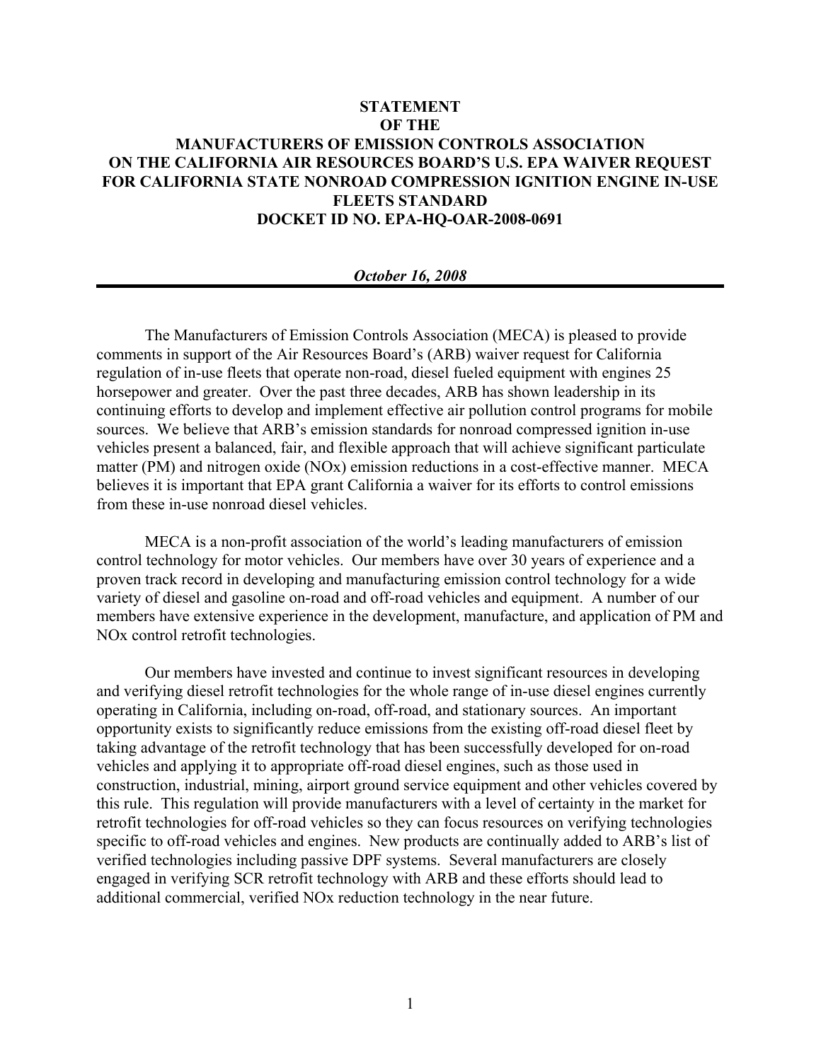# STATEMENT OF THE MANUFACTURERS OF EMISSION CONTROLS ASSOCIATION ON THE CALIFORNIA AIR RESOURCES BOARD'S U.S. EPA WAIVER REQUEST FOR CALIFORNIA STATE NONROAD COMPRESSION IGNITION ENGINE IN-USE FLEETS STANDARD DOCKET ID NO. EPA-HQ-OAR-2008-0691

***October 16, 2008***

---

The Manufacturers of Emission Controls Association (MECA) is pleased to provide comments in support of the Air Resources Board's (ARB) waiver request for California regulation of in-use fleets that operate non-road, diesel fueled equipment with engines 25 horsepower and greater. Over the past three decades, ARB has shown leadership in its continuing efforts to develop and implement effective air pollution control programs for mobile sources. We believe that ARB's emission standards for nonroad compressed ignition in-use vehicles present a balanced, fair, and flexible approach that will achieve significant particulate matter (PM) and nitrogen oxide (NOx) emission reductions in a cost-effective manner. MECA believes it is important that EPA grant California a waiver for its efforts to control emissions from these in-use nonroad diesel vehicles.

MECA is a non-profit association of the world's leading manufacturers of emission control technology for motor vehicles. Our members have over 30 years of experience and a proven track record in developing and manufacturing emission control technology for a wide variety of diesel and gasoline on-road and off-road vehicles and equipment. A number of our members have extensive experience in the development, manufacture, and application of PM and NOx control retrofit technologies.

Our members have invested and continue to invest significant resources in developing and verifying diesel retrofit technologies for the whole range of in-use diesel engines currently operating in California, including on-road, off-road, and stationary sources. An important opportunity exists to significantly reduce emissions from the existing off-road diesel fleet by taking advantage of the retrofit technology that has been successfully developed for on-road vehicles and applying it to appropriate off-road diesel engines, such as those used in construction, industrial, mining, airport ground service equipment and other vehicles covered by this rule. This regulation will provide manufacturers with a level of certainty in the market for retrofit technologies for off-road vehicles so they can focus resources on verifying technologies specific to off-road vehicles and engines. New products are continually added to ARB's list of verified technologies including passive DPF systems. Several manufacturers are closely engaged in verifying SCR retrofit technology with ARB and these efforts should lead to additional commercial, verified NOx reduction technology in the near future.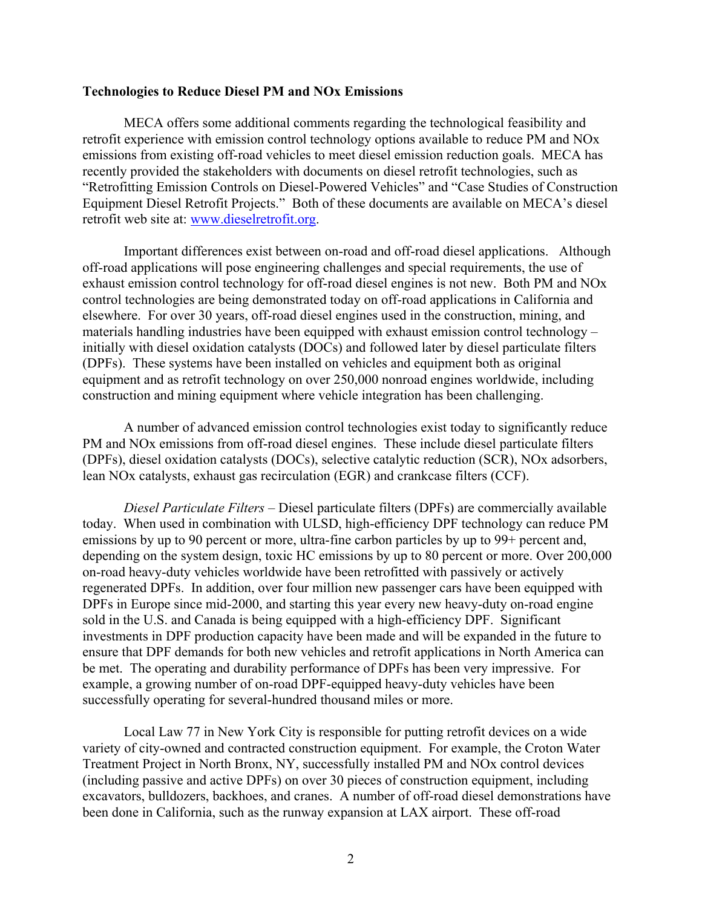**Technologies to Reduce Diesel PM and NOx Emissions**

MECA offers some additional comments regarding the technological feasibility and retrofit experience with emission control technology options available to reduce PM and NOx emissions from existing off-road vehicles to meet diesel emission reduction goals. MECA has recently provided the stakeholders with documents on diesel retrofit technologies, such as "Retrofitting Emission Controls on Diesel-Powered Vehicles" and "Case Studies of Construction Equipment Diesel Retrofit Projects." Both of these documents are available on MECA's diesel retrofit web site at: www.dieselretrofit.org.

Important differences exist between on-road and off-road diesel applications. Although off-road applications will pose engineering challenges and special requirements, the use of exhaust emission control technology for off-road diesel engines is not new. Both PM and NOx control technologies are being demonstrated today on off-road applications in California and elsewhere. For over 30 years, off-road diesel engines used in the construction, mining, and materials handling industries have been equipped with exhaust emission control technology – initially with diesel oxidation catalysts (DOCs) and followed later by diesel particulate filters (DPFs). These systems have been installed on vehicles and equipment both as original equipment and as retrofit technology on over 250,000 nonroad engines worldwide, including construction and mining equipment where vehicle integration has been challenging.

A number of advanced emission control technologies exist today to significantly reduce PM and NOx emissions from off-road diesel engines. These include diesel particulate filters (DPFs), diesel oxidation catalysts (DOCs), selective catalytic reduction (SCR), NOx adsorbers, lean NOx catalysts, exhaust gas recirculation (EGR) and crankcase filters (CCF).

*Diesel Particulate Filters* – Diesel particulate filters (DPFs) are commercially available today. When used in combination with ULSD, high-efficiency DPF technology can reduce PM emissions by up to 90 percent or more, ultra-fine carbon particles by up to 99+ percent and, depending on the system design, toxic HC emissions by up to 80 percent or more. Over 200,000 on-road heavy-duty vehicles worldwide have been retrofitted with passively or actively regenerated DPFs. In addition, over four million new passenger cars have been equipped with DPFs in Europe since mid-2000, and starting this year every new heavy-duty on-road engine sold in the U.S. and Canada is being equipped with a high-efficiency DPF. Significant investments in DPF production capacity have been made and will be expanded in the future to ensure that DPF demands for both new vehicles and retrofit applications in North America can be met. The operating and durability performance of DPFs has been very impressive. For example, a growing number of on-road DPF-equipped heavy-duty vehicles have been successfully operating for several-hundred thousand miles or more.

Local Law 77 in New York City is responsible for putting retrofit devices on a wide variety of city-owned and contracted construction equipment. For example, the Croton Water Treatment Project in North Bronx, NY, successfully installed PM and NOx control devices (including passive and active DPFs) on over 30 pieces of construction equipment, including excavators, bulldozers, backhoes, and cranes. A number of off-road diesel demonstrations have been done in California, such as the runway expansion at LAX airport. These off-road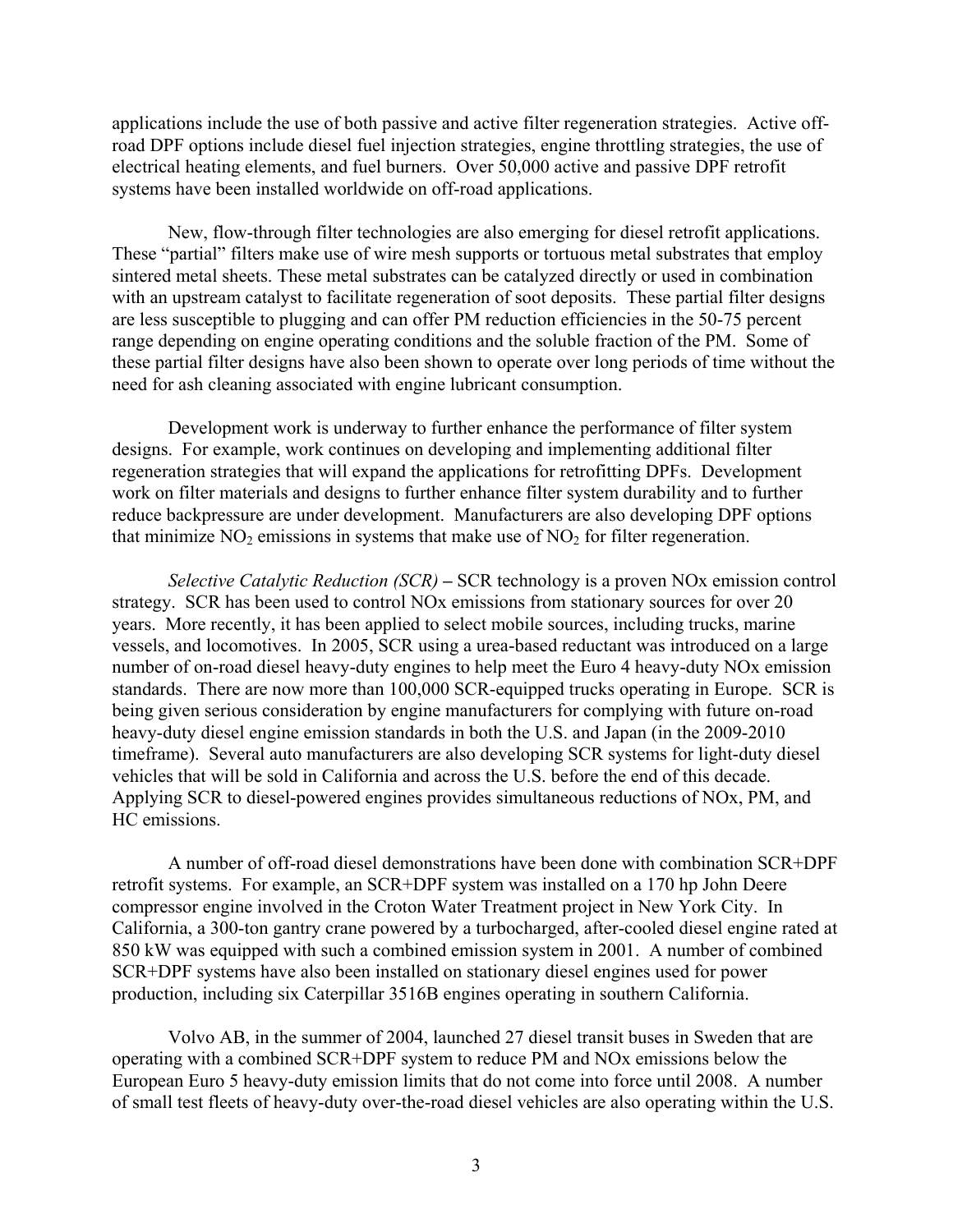applications include the use of both passive and active filter regeneration strategies. Active off-road DPF options include diesel fuel injection strategies, engine throttling strategies, the use of electrical heating elements, and fuel burners. Over 50,000 active and passive DPF retrofit systems have been installed worldwide on off-road applications.

New, flow-through filter technologies are also emerging for diesel retrofit applications. These "partial" filters make use of wire mesh supports or tortuous metal substrates that employ sintered metal sheets. These metal substrates can be catalyzed directly or used in combination with an upstream catalyst to facilitate regeneration of soot deposits. These partial filter designs are less susceptible to plugging and can offer PM reduction efficiencies in the 50-75 percent range depending on engine operating conditions and the soluble fraction of the PM. Some of these partial filter designs have also been shown to operate over long periods of time without the need for ash cleaning associated with engine lubricant consumption.

Development work is underway to further enhance the performance of filter system designs. For example, work continues on developing and implementing additional filter regeneration strategies that will expand the applications for retrofitting DPFs. Development work on filter materials and designs to further enhance filter system durability and to further reduce backpressure are under development. Manufacturers are also developing DPF options that minimize $NO_2$ emissions in systems that make use of $NO_2$ for filter regeneration.

*Selective Catalytic Reduction (SCR)* – SCR technology is a proven NOx emission control strategy. SCR has been used to control NOx emissions from stationary sources for over 20 years. More recently, it has been applied to select mobile sources, including trucks, marine vessels, and locomotives. In 2005, SCR using a urea-based reductant was introduced on a large number of on-road diesel heavy-duty engines to help meet the Euro 4 heavy-duty NOx emission standards. There are now more than 100,000 SCR-equipped trucks operating in Europe. SCR is being given serious consideration by engine manufacturers for complying with future on-road heavy-duty diesel engine emission standards in both the U.S. and Japan (in the 2009-2010 timeframe). Several auto manufacturers are also developing SCR systems for light-duty diesel vehicles that will be sold in California and across the U.S. before the end of this decade. Applying SCR to diesel-powered engines provides simultaneous reductions of NOx, PM, and HC emissions.

A number of off-road diesel demonstrations have been done with combination SCR+DPF retrofit systems. For example, an SCR+DPF system was installed on a 170 hp John Deere compressor engine involved in the Croton Water Treatment project in New York City. In California, a 300-ton gantry crane powered by a turbocharged, after-cooled diesel engine rated at 850 kW was equipped with such a combined emission system in 2001. A number of combined SCR+DPF systems have also been installed on stationary diesel engines used for power production, including six Caterpillar 3516B engines operating in southern California.

Volvo AB, in the summer of 2004, launched 27 diesel transit buses in Sweden that are operating with a combined SCR+DPF system to reduce PM and NOx emissions below the European Euro 5 heavy-duty emission limits that do not come into force until 2008. A number of small test fleets of heavy-duty over-the-road diesel vehicles are also operating within the U.S.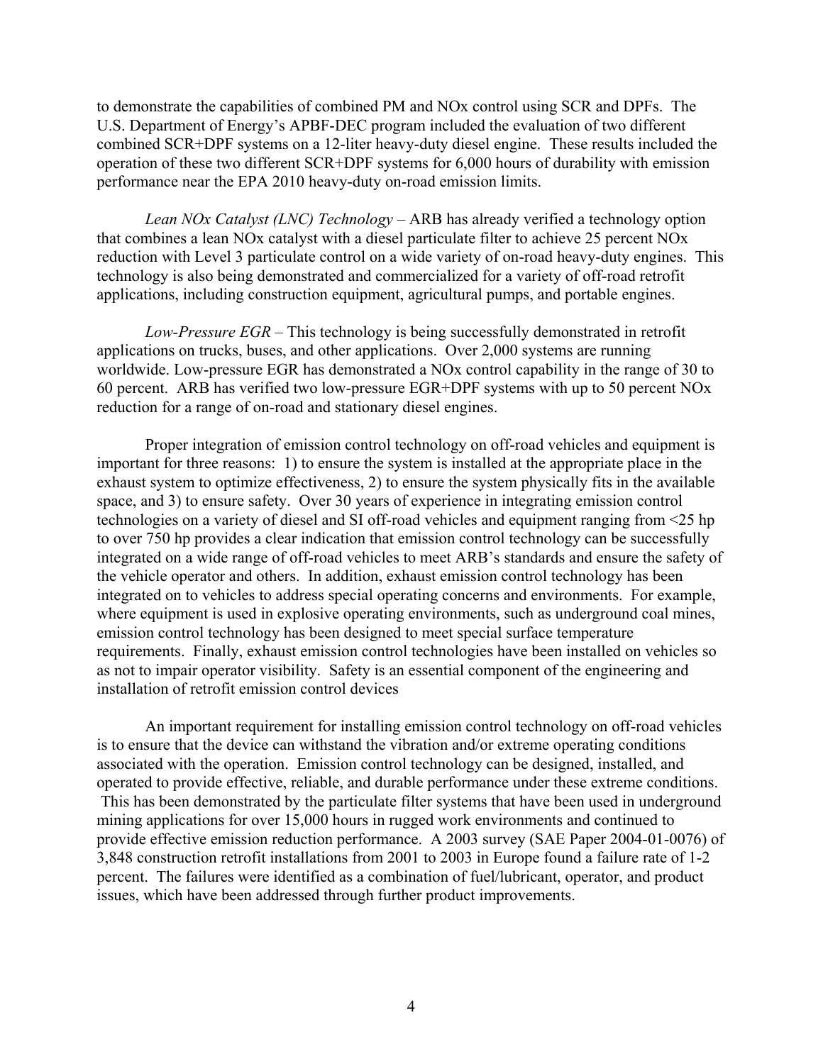to demonstrate the capabilities of combined PM and NOx control using SCR and DPFs. The U.S. Department of Energy's APBF-DEC program included the evaluation of two different combined SCR+DPF systems on a 12-liter heavy-duty diesel engine. These results included the operation of these two different SCR+DPF systems for 6,000 hours of durability with emission performance near the EPA 2010 heavy-duty on-road emission limits.

*Lean NOx Catalyst (LNC) Technology* – ARB has already verified a technology option that combines a lean NOx catalyst with a diesel particulate filter to achieve 25 percent NOx reduction with Level 3 particulate control on a wide variety of on-road heavy-duty engines. This technology is also being demonstrated and commercialized for a variety of off-road retrofit applications, including construction equipment, agricultural pumps, and portable engines.

*Low-Pressure EGR* – This technology is being successfully demonstrated in retrofit applications on trucks, buses, and other applications. Over 2,000 systems are running worldwide. Low-pressure EGR has demonstrated a NOx control capability in the range of 30 to 60 percent. ARB has verified two low-pressure EGR+DPF systems with up to 50 percent NOx reduction for a range of on-road and stationary diesel engines.

Proper integration of emission control technology on off-road vehicles and equipment is important for three reasons: 1) to ensure the system is installed at the appropriate place in the exhaust system to optimize effectiveness, 2) to ensure the system physically fits in the available space, and 3) to ensure safety. Over 30 years of experience in integrating emission control technologies on a variety of diesel and SI off-road vehicles and equipment ranging from <25 hp to over 750 hp provides a clear indication that emission control technology can be successfully integrated on a wide range of off-road vehicles to meet ARB's standards and ensure the safety of the vehicle operator and others. In addition, exhaust emission control technology has been integrated on to vehicles to address special operating concerns and environments. For example, where equipment is used in explosive operating environments, such as underground coal mines, emission control technology has been designed to meet special surface temperature requirements. Finally, exhaust emission control technologies have been installed on vehicles so as not to impair operator visibility. Safety is an essential component of the engineering and installation of retrofit emission control devices

An important requirement for installing emission control technology on off-road vehicles is to ensure that the device can withstand the vibration and/or extreme operating conditions associated with the operation. Emission control technology can be designed, installed, and operated to provide effective, reliable, and durable performance under these extreme conditions. This has been demonstrated by the particulate filter systems that have been used in underground mining applications for over 15,000 hours in rugged work environments and continued to provide effective emission reduction performance. A 2003 survey (SAE Paper 2004-01-0076) of 3,848 construction retrofit installations from 2001 to 2003 in Europe found a failure rate of 1-2 percent. The failures were identified as a combination of fuel/lubricant, operator, and product issues, which have been addressed through further product improvements.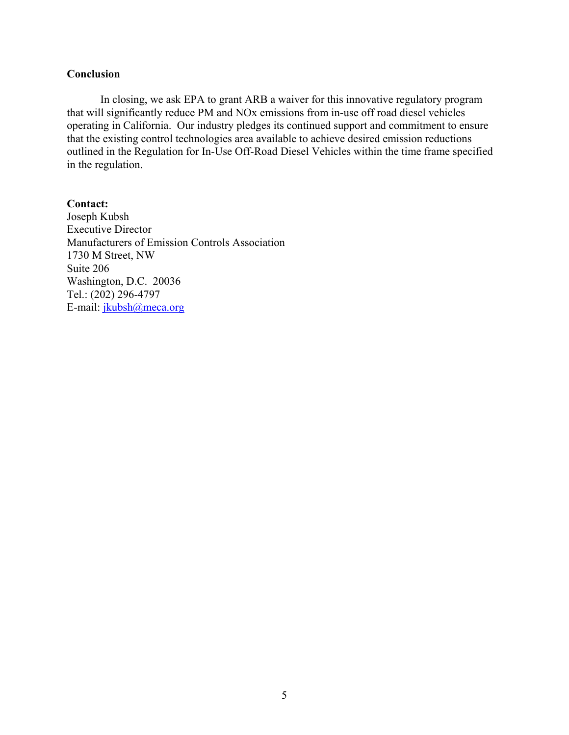**Conclusion**

In closing, we ask EPA to grant ARB a waiver for this innovative regulatory program that will significantly reduce PM and NOx emissions from in-use off road diesel vehicles operating in California. Our industry pledges its continued support and commitment to ensure that the existing control technologies area available to achieve desired emission reductions outlined in the Regulation for In-Use Off-Road Diesel Vehicles within the time frame specified in the regulation.

**Contact:**
Joseph Kubsh
Executive Director
Manufacturers of Emission Controls Association
1730 M Street, NW
Suite 206
Washington, D.C. 20036
Tel.: (202) 296-4797
E-mail: jkubsh@meca.org